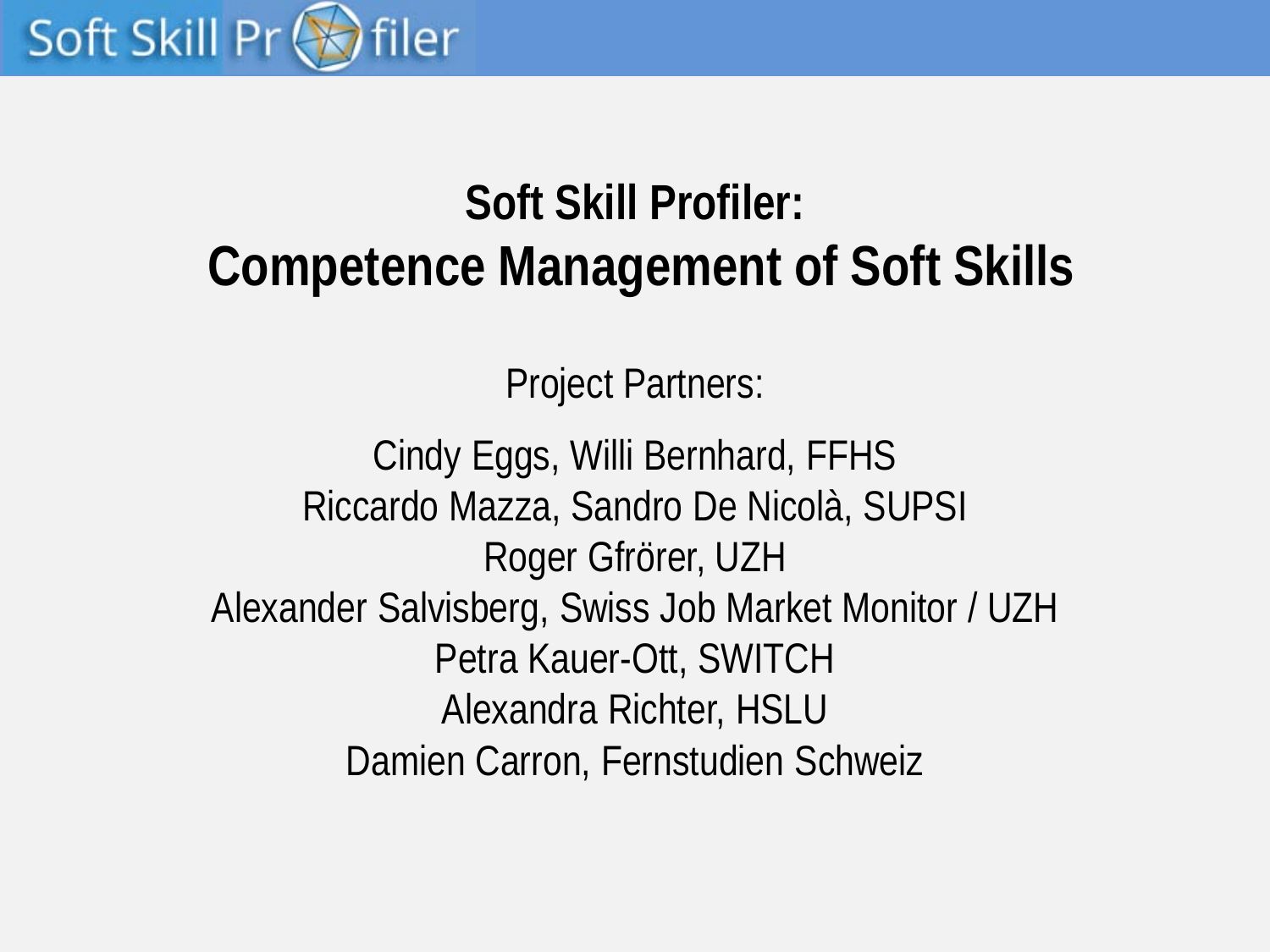# Soft Skill Profiler:
# Competence Management of Soft Skills

Project Partners:

Cindy Eggs, Willi Bernhard, FFHS
Riccardo Mazza, Sandro De Nicolà, SUPSI
Roger Gfrörer, UZH
Alexander Salvisberg, Swiss Job Market Monitor / UZH
Petra Kauer-Ott, SWITCH
Alexandra Richter, HSLU
Damien Carron, Fernstudien Schweiz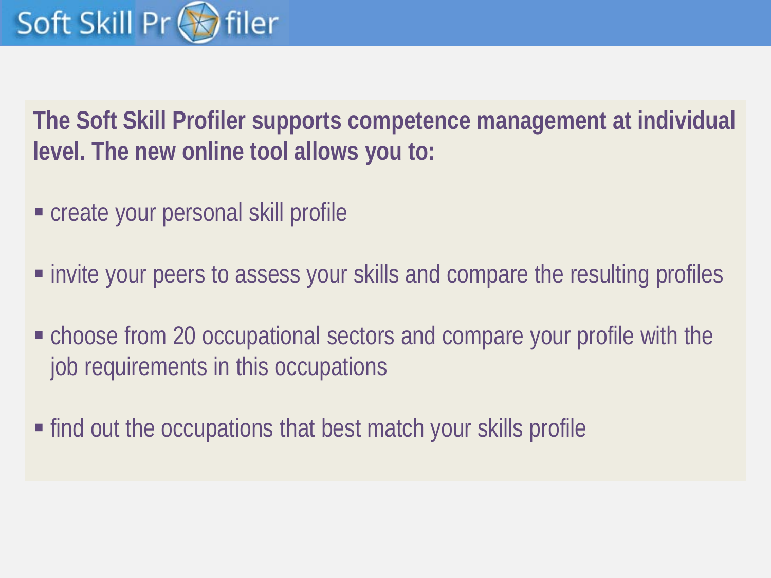**The Soft Skill Profiler supports competence management at individual level. The new online tool allows you to:**

- create your personal skill profile
- invite your peers to assess your skills and compare the resulting profiles
- choose from 20 occupational sectors and compare your profile with the job requirements in this occupations
- find out the occupations that best match your skills profile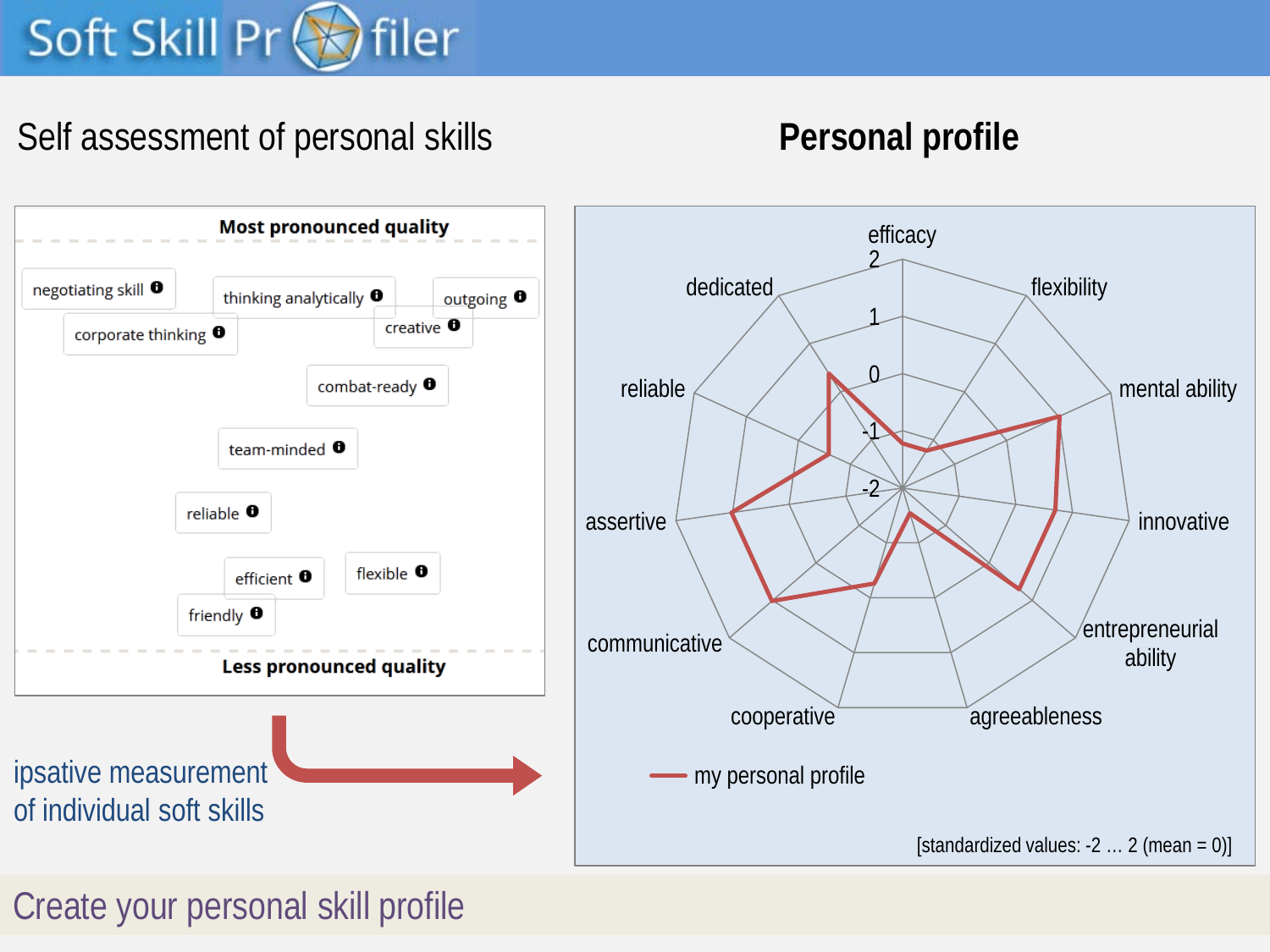# Soft Skill Profiler

## Self assessment of personal skills

**Most pronounced quality**

- negotiating skill
- thinking analytically
- outgoing
- corporate thinking
- creative
- combat-ready
- team-minded
- reliable
- efficient
- flexible
- friendly

**Less pronounced quality**

ipsative measurement of individual soft skills

## Personal profile

efficacy, flexibility, mental ability, innovative, entrepreneurial ability, agreeableness, cooperative, communicative, assertive, reliable, dedicated

2, 1, 0, -1, -2

my personal profile

[standardized values: -2 ... 2 (mean = 0)]

Create your personal skill profile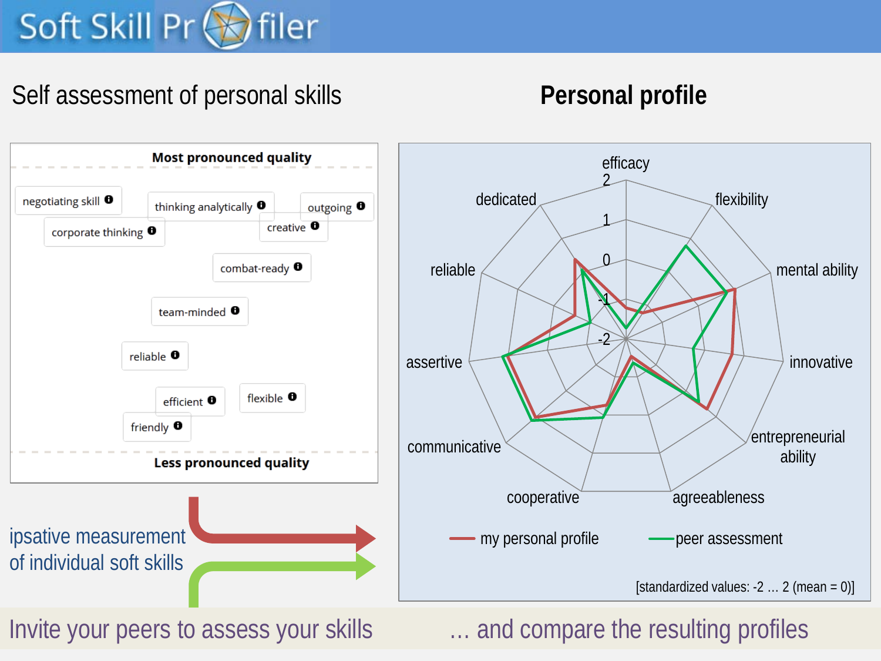# Soft Skill Profiler

## Self assessment of personal skills

**Most pronounced quality**

- negotiating skill
- thinking analytically
- outgoing
- corporate thinking
- creative
- combat-ready
- team-minded
- reliable
- efficient
- flexible
- friendly

**Less pronounced quality**

ipsative measurement of individual soft skills

## Personal profile

efficacy, flexibility, mental ability, innovative, entrepreneurial ability, agreeableness, cooperative, communicative, assertive, reliable, dedicated

2, 1, 0, -1, -2

my personal profile — peer assessment

[standardized values: -2 … 2 (mean = 0)]

Invite your peers to assess your skills … and compare the resulting profiles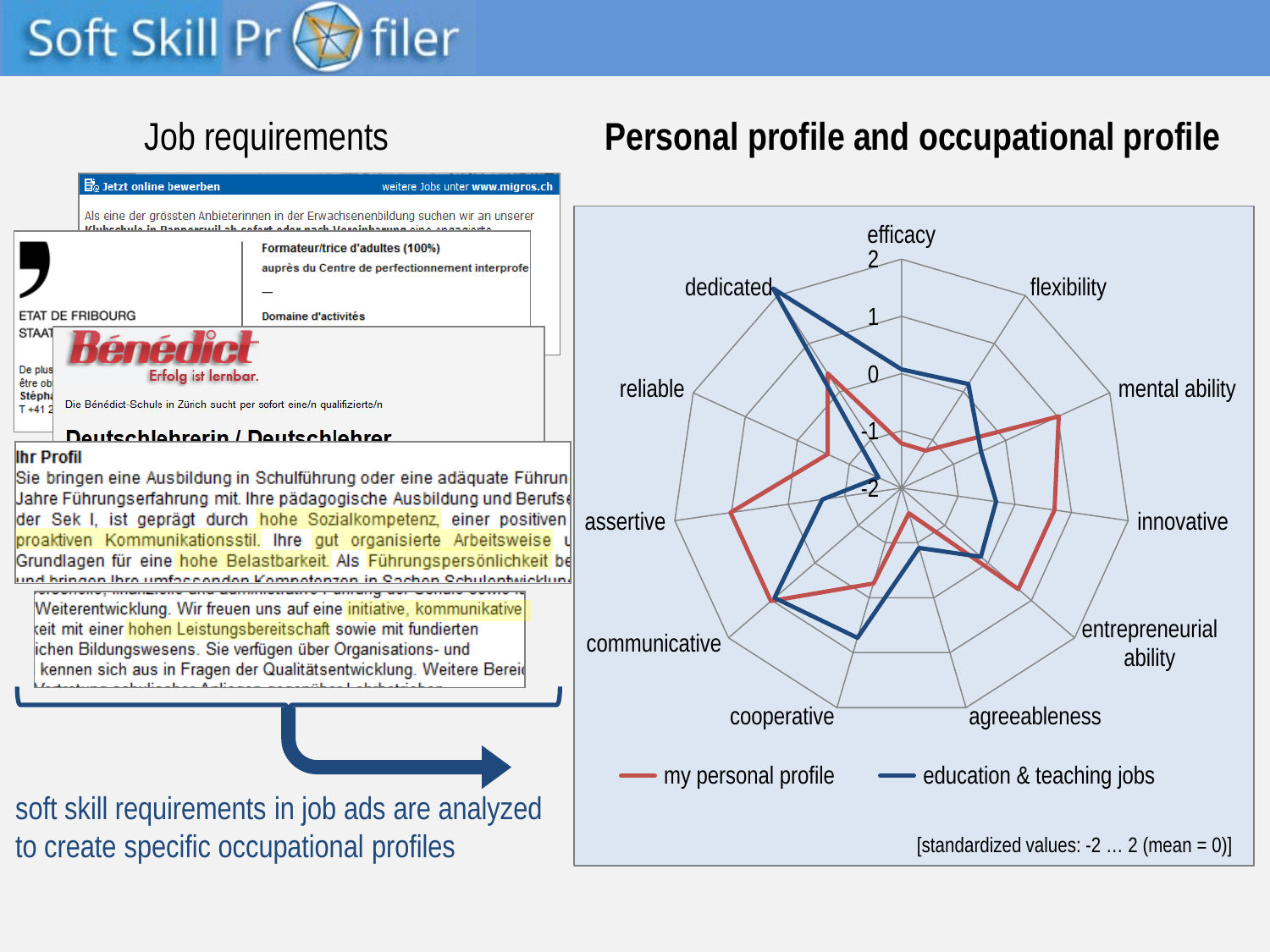# Soft Skill Profiler

## Job requirements

**Ihr Profil**

Sie bringen eine Ausbildung in Schulführung oder eine adäquate Führun... Jahre Führungserfahrung mit. Ihre pädagogische Ausbildung und Berufs... der Sek I, ist geprägt durch hohe Sozialkompetenz, einer positiven ... proaktiven Kommunikationsstil. Ihre gut organisierte Arbeitsweise u... Grundlagen für eine hohe Belastbarkeit. Als Führungspersönlichkeit be...

Weiterentwicklung. Wir freuen uns auf eine initiative, kommunikative ...keit mit einer hohen Leistungsbereitschaft sowie mit fundierten ...ichen Bildungswesens. Sie verfügen über Organisations- und ... kennen sich aus in Fragen der Qualitätsentwicklung. Weitere Berei...

soft skill requirements in job ads are analyzed to create specific occupational profiles

## Personal profile and occupational profile

Radar chart axes: efficacy, flexibility, mental ability, innovative, entrepreneurial ability, agreeableness, cooperative, communicative, assertive, reliable, dedicated (scale: -2, -1, 0, 1, 2)

Legend: my personal profile; education & teaching jobs

[standardized values: -2 … 2 (mean = 0)]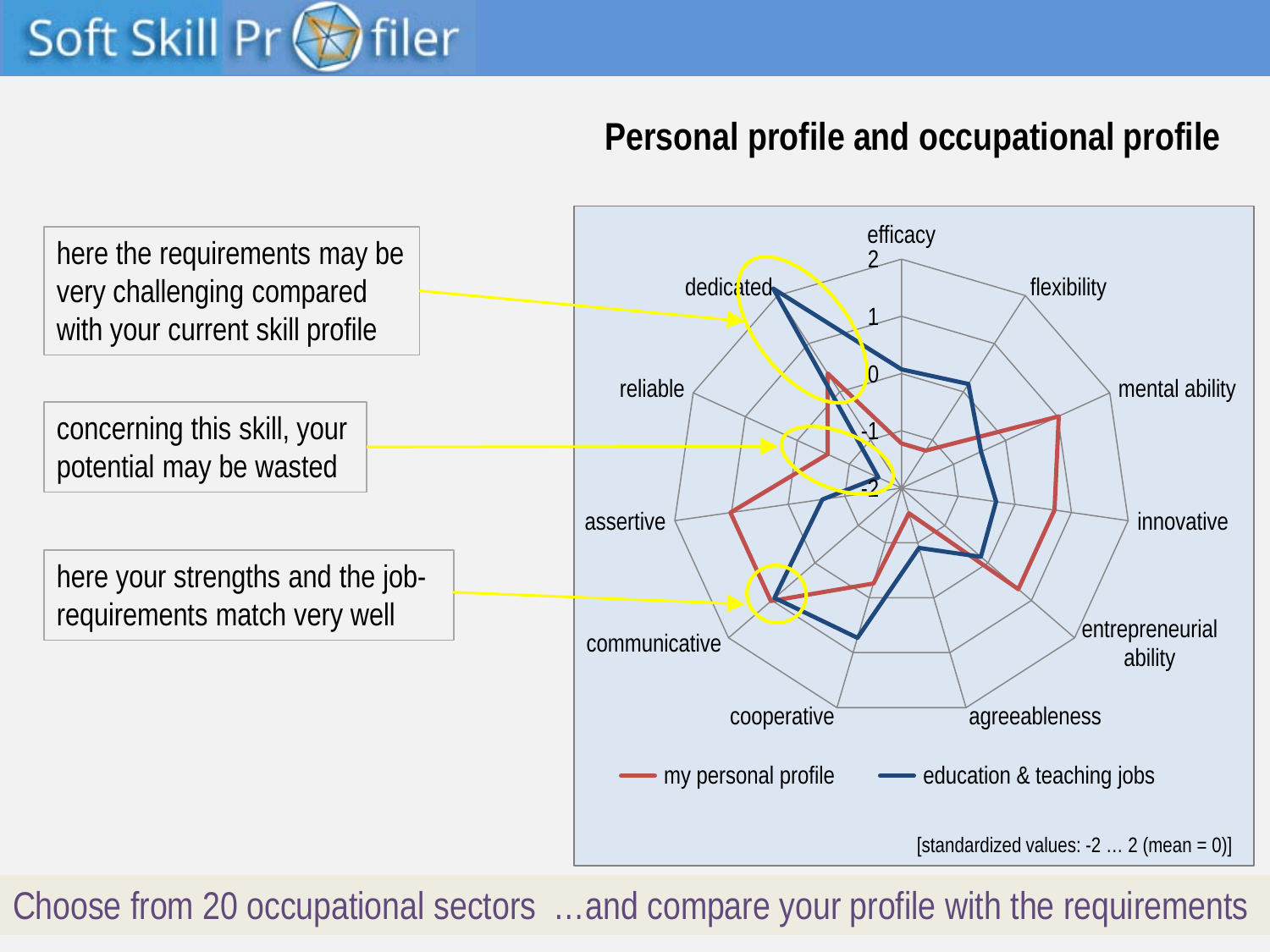# Soft Skill Profiler

## Personal profile and occupational profile

here the requirements may be very challenging compared with your current skill profile

concerning this skill, your potential may be wasted

here your strengths and the job-requirements match very well

efficacy, flexibility, mental ability, innovative, entrepreneurial ability, agreeableness, cooperative, communicative, assertive, reliable, dedicated

my personal profile — education & teaching jobs

[standardized values: -2 … 2 (mean = 0)]

Choose from 20 occupational sectors …and compare your profile with the requirements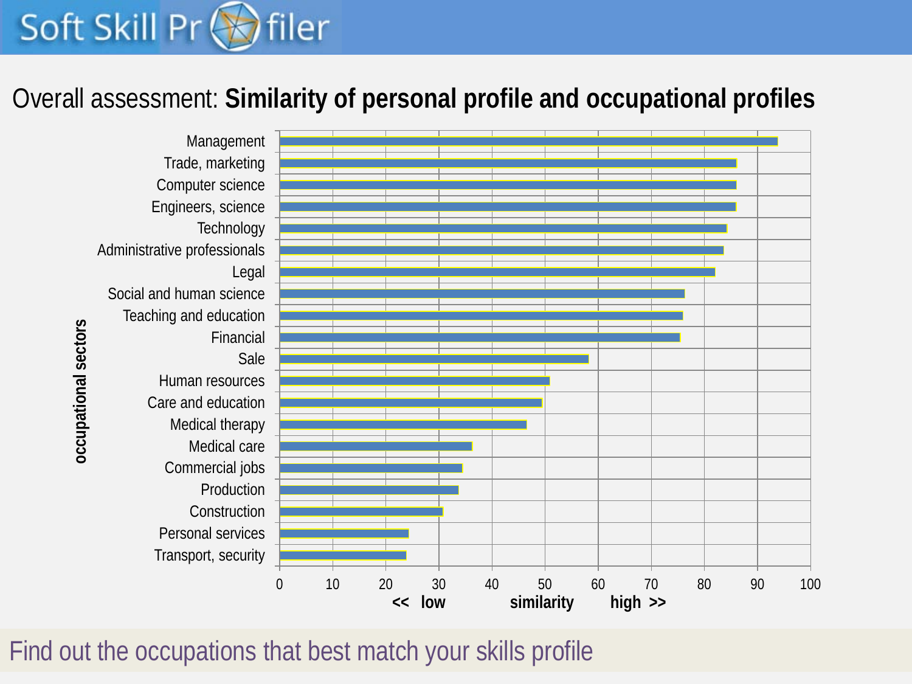Soft Skill Profiler

## Overall assessment: **Similarity of personal profile and occupational profiles**

occupational sectors

Management
Trade, marketing
Computer science
Engineers, science
Technology
Administrative professionals
Legal
Social and human science
Teaching and education
Financial
Sale
Human resources
Care and education
Medical therapy
Medical care
Commercial jobs
Production
Construction
Personal services
Transport, security

0 10 20 30 40 50 60 70 80 90 100

**<< low similarity high >>**

Find out the occupations that best match your skills profile